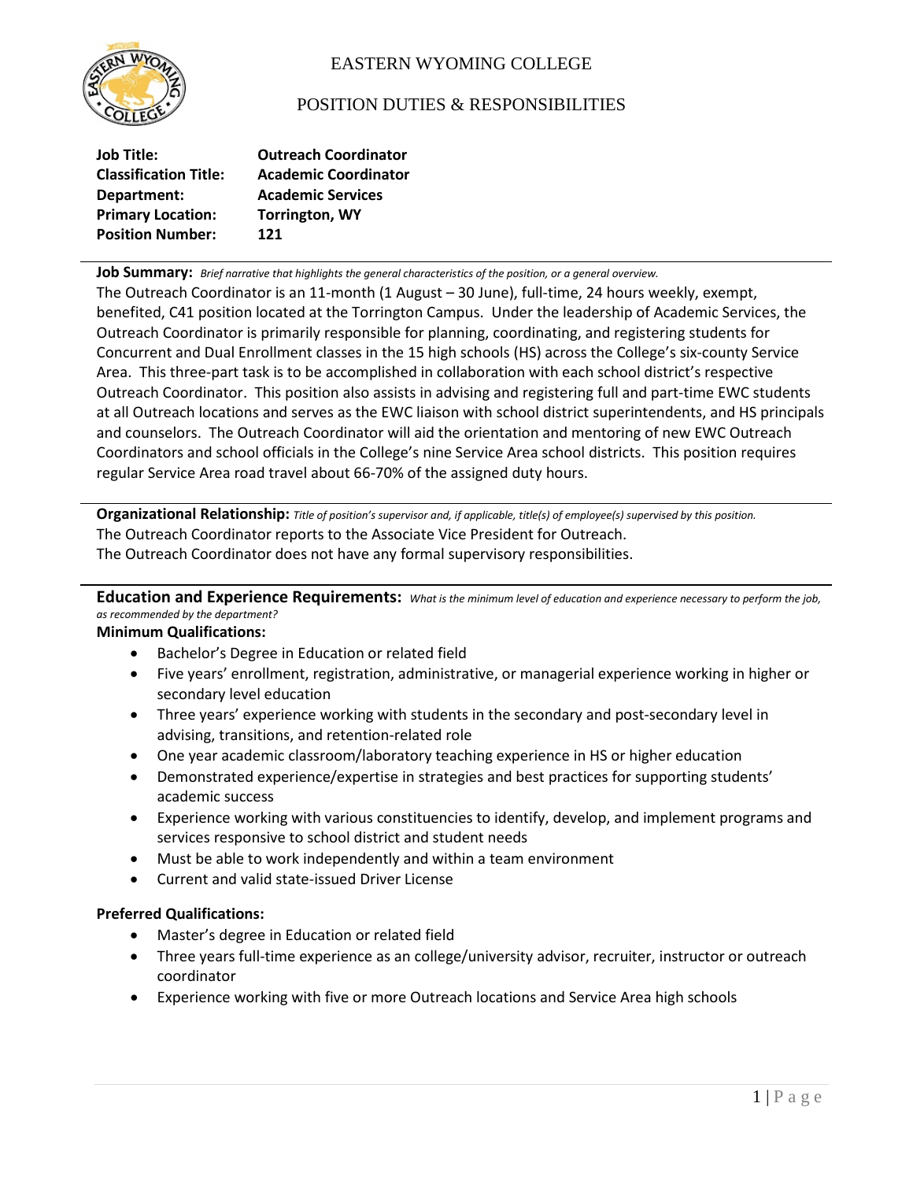# EASTERN WYOMING COLLEGE

## POSITION DUTIES & RESPONSIBILITIES

**Job Title:** **Outreach Coordinator**
**Classification Title:** **Academic Coordinator**
**Department:** **Academic Services**
**Primary Location:** **Torrington, WY**
**Position Number:** **121**

---

**Job Summary:** *Brief narrative that highlights the general characteristics of the position, or a general overview.*

The Outreach Coordinator is an 11-month (1 August – 30 June), full-time, 24 hours weekly, exempt, benefited, C41 position located at the Torrington Campus. Under the leadership of Academic Services, the Outreach Coordinator is primarily responsible for planning, coordinating, and registering students for Concurrent and Dual Enrollment classes in the 15 high schools (HS) across the College's six-county Service Area. This three-part task is to be accomplished in collaboration with each school district's respective Outreach Coordinator. This position also assists in advising and registering full and part-time EWC students at all Outreach locations and serves as the EWC liaison with school district superintendents, and HS principals and counselors. The Outreach Coordinator will aid the orientation and mentoring of new EWC Outreach Coordinators and school officials in the College's nine Service Area school districts. This position requires regular Service Area road travel about 66-70% of the assigned duty hours.

---

**Organizational Relationship:** *Title of position's supervisor and, if applicable, title(s) of employee(s) supervised by this position.*

The Outreach Coordinator reports to the Associate Vice President for Outreach.
The Outreach Coordinator does not have any formal supervisory responsibilities.

---

**Education and Experience Requirements:** *What is the minimum level of education and experience necessary to perform the job, as recommended by the department?*

**Minimum Qualifications:**

- Bachelor's Degree in Education or related field
- Five years' enrollment, registration, administrative, or managerial experience working in higher or secondary level education
- Three years' experience working with students in the secondary and post-secondary level in advising, transitions, and retention-related role
- One year academic classroom/laboratory teaching experience in HS or higher education
- Demonstrated experience/expertise in strategies and best practices for supporting students' academic success
- Experience working with various constituencies to identify, develop, and implement programs and services responsive to school district and student needs
- Must be able to work independently and within a team environment
- Current and valid state-issued Driver License

**Preferred Qualifications:**

- Master's degree in Education or related field
- Three years full-time experience as an college/university advisor, recruiter, instructor or outreach coordinator
- Experience working with five or more Outreach locations and Service Area high schools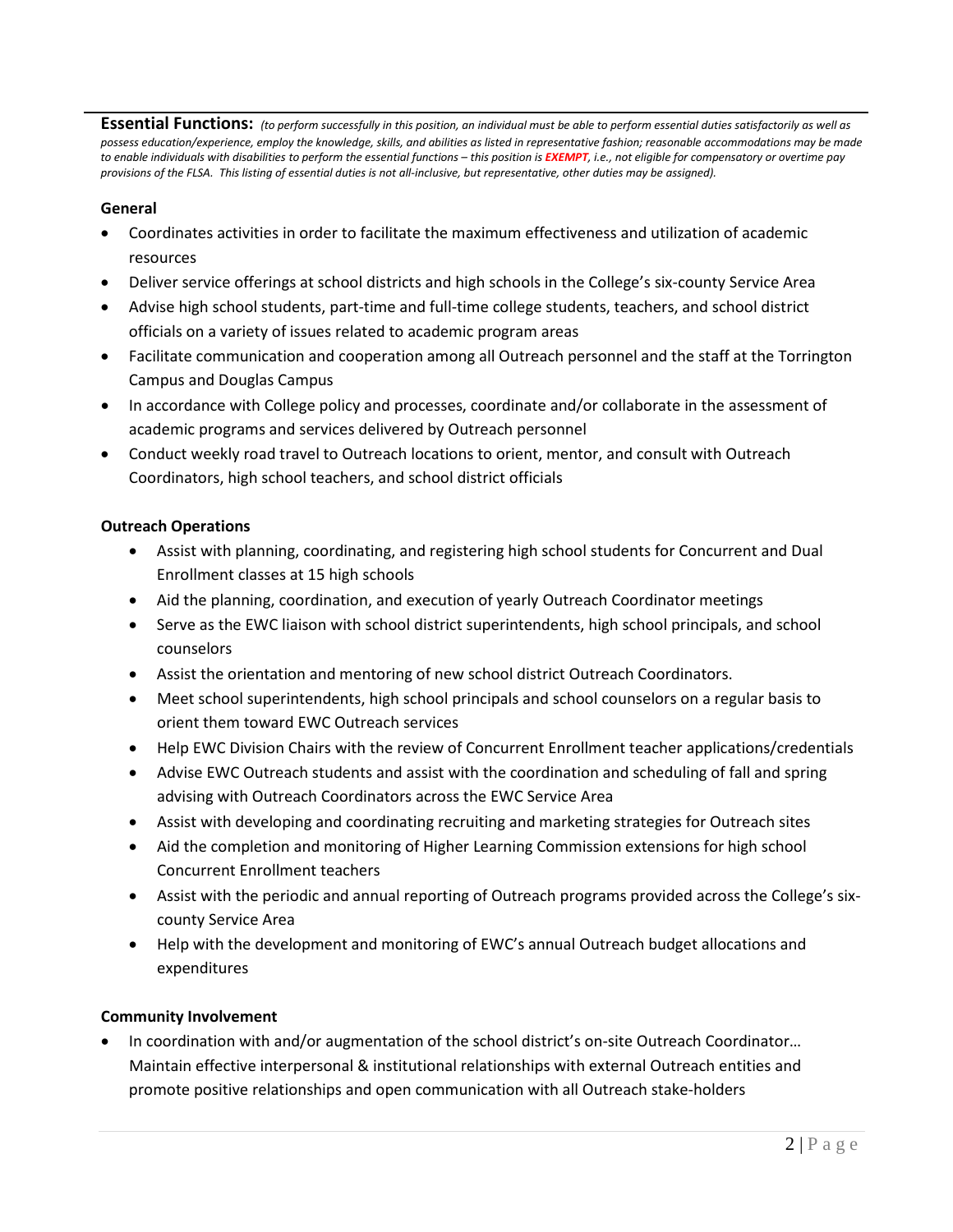**Essential Functions:** *(to perform successfully in this position, an individual must be able to perform essential duties satisfactorily as well as possess education/experience, employ the knowledge, skills, and abilities as listed in representative fashion; reasonable accommodations may be made to enable individuals with disabilities to perform the essential functions – this position is **EXEMPT**, i.e., not eligible for compensatory or overtime pay provisions of the FLSA. This listing of essential duties is not all-inclusive, but representative, other duties may be assigned).*

**General**

- Coordinates activities in order to facilitate the maximum effectiveness and utilization of academic resources
- Deliver service offerings at school districts and high schools in the College's six-county Service Area
- Advise high school students, part-time and full-time college students, teachers, and school district officials on a variety of issues related to academic program areas
- Facilitate communication and cooperation among all Outreach personnel and the staff at the Torrington Campus and Douglas Campus
- In accordance with College policy and processes, coordinate and/or collaborate in the assessment of academic programs and services delivered by Outreach personnel
- Conduct weekly road travel to Outreach locations to orient, mentor, and consult with Outreach Coordinators, high school teachers, and school district officials

**Outreach Operations**

- Assist with planning, coordinating, and registering high school students for Concurrent and Dual Enrollment classes at 15 high schools
- Aid the planning, coordination, and execution of yearly Outreach Coordinator meetings
- Serve as the EWC liaison with school district superintendents, high school principals, and school counselors
- Assist the orientation and mentoring of new school district Outreach Coordinators.
- Meet school superintendents, high school principals and school counselors on a regular basis to orient them toward EWC Outreach services
- Help EWC Division Chairs with the review of Concurrent Enrollment teacher applications/credentials
- Advise EWC Outreach students and assist with the coordination and scheduling of fall and spring advising with Outreach Coordinators across the EWC Service Area
- Assist with developing and coordinating recruiting and marketing strategies for Outreach sites
- Aid the completion and monitoring of Higher Learning Commission extensions for high school Concurrent Enrollment teachers
- Assist with the periodic and annual reporting of Outreach programs provided across the College's six-county Service Area
- Help with the development and monitoring of EWC's annual Outreach budget allocations and expenditures

**Community Involvement**

- In coordination with and/or augmentation of the school district's on-site Outreach Coordinator… Maintain effective interpersonal & institutional relationships with external Outreach entities and promote positive relationships and open communication with all Outreach stake-holders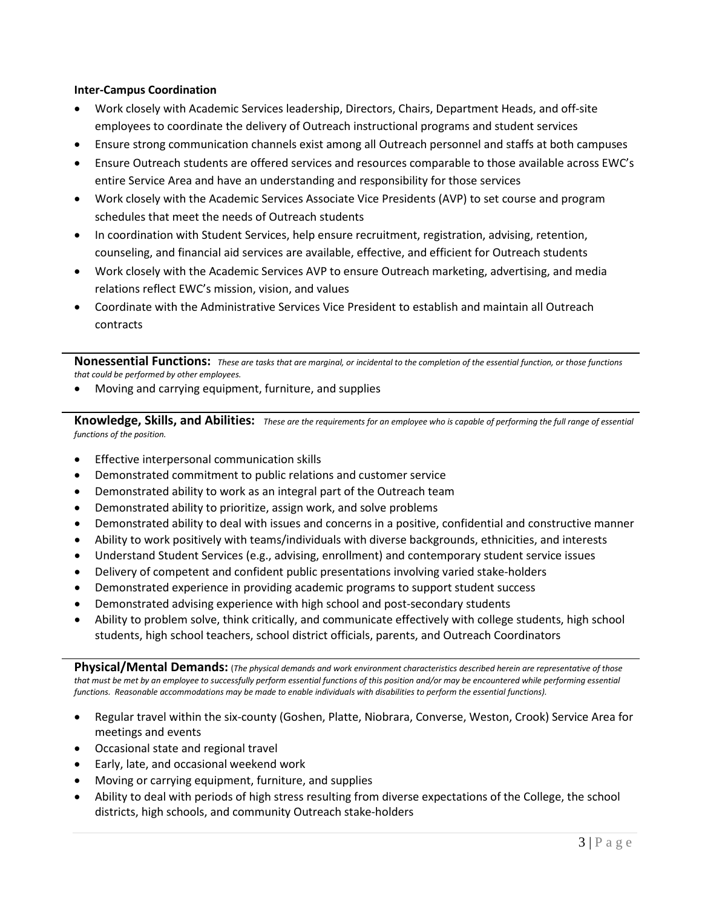**Inter-Campus Coordination**

- Work closely with Academic Services leadership, Directors, Chairs, Department Heads, and off-site employees to coordinate the delivery of Outreach instructional programs and student services
- Ensure strong communication channels exist among all Outreach personnel and staffs at both campuses
- Ensure Outreach students are offered services and resources comparable to those available across EWC's entire Service Area and have an understanding and responsibility for those services
- Work closely with the Academic Services Associate Vice Presidents (AVP) to set course and program schedules that meet the needs of Outreach students
- In coordination with Student Services, help ensure recruitment, registration, advising, retention, counseling, and financial aid services are available, effective, and efficient for Outreach students
- Work closely with the Academic Services AVP to ensure Outreach marketing, advertising, and media relations reflect EWC's mission, vision, and values
- Coordinate with the Administrative Services Vice President to establish and maintain all Outreach contracts

**Nonessential Functions:** *These are tasks that are marginal, or incidental to the completion of the essential function, or those functions that could be performed by other employees.*

- Moving and carrying equipment, furniture, and supplies

**Knowledge, Skills, and Abilities:** *These are the requirements for an employee who is capable of performing the full range of essential functions of the position.*

- Effective interpersonal communication skills
- Demonstrated commitment to public relations and customer service
- Demonstrated ability to work as an integral part of the Outreach team
- Demonstrated ability to prioritize, assign work, and solve problems
- Demonstrated ability to deal with issues and concerns in a positive, confidential and constructive manner
- Ability to work positively with teams/individuals with diverse backgrounds, ethnicities, and interests
- Understand Student Services (e.g., advising, enrollment) and contemporary student service issues
- Delivery of competent and confident public presentations involving varied stake-holders
- Demonstrated experience in providing academic programs to support student success
- Demonstrated advising experience with high school and post-secondary students
- Ability to problem solve, think critically, and communicate effectively with college students, high school students, high school teachers, school district officials, parents, and Outreach Coordinators

**Physical/Mental Demands:** (*The physical demands and work environment characteristics described herein are representative of those that must be met by an employee to successfully perform essential functions of this position and/or may be encountered while performing essential functions. Reasonable accommodations may be made to enable individuals with disabilities to perform the essential functions).*

- Regular travel within the six-county (Goshen, Platte, Niobrara, Converse, Weston, Crook) Service Area for meetings and events
- Occasional state and regional travel
- Early, late, and occasional weekend work
- Moving or carrying equipment, furniture, and supplies
- Ability to deal with periods of high stress resulting from diverse expectations of the College, the school districts, high schools, and community Outreach stake-holders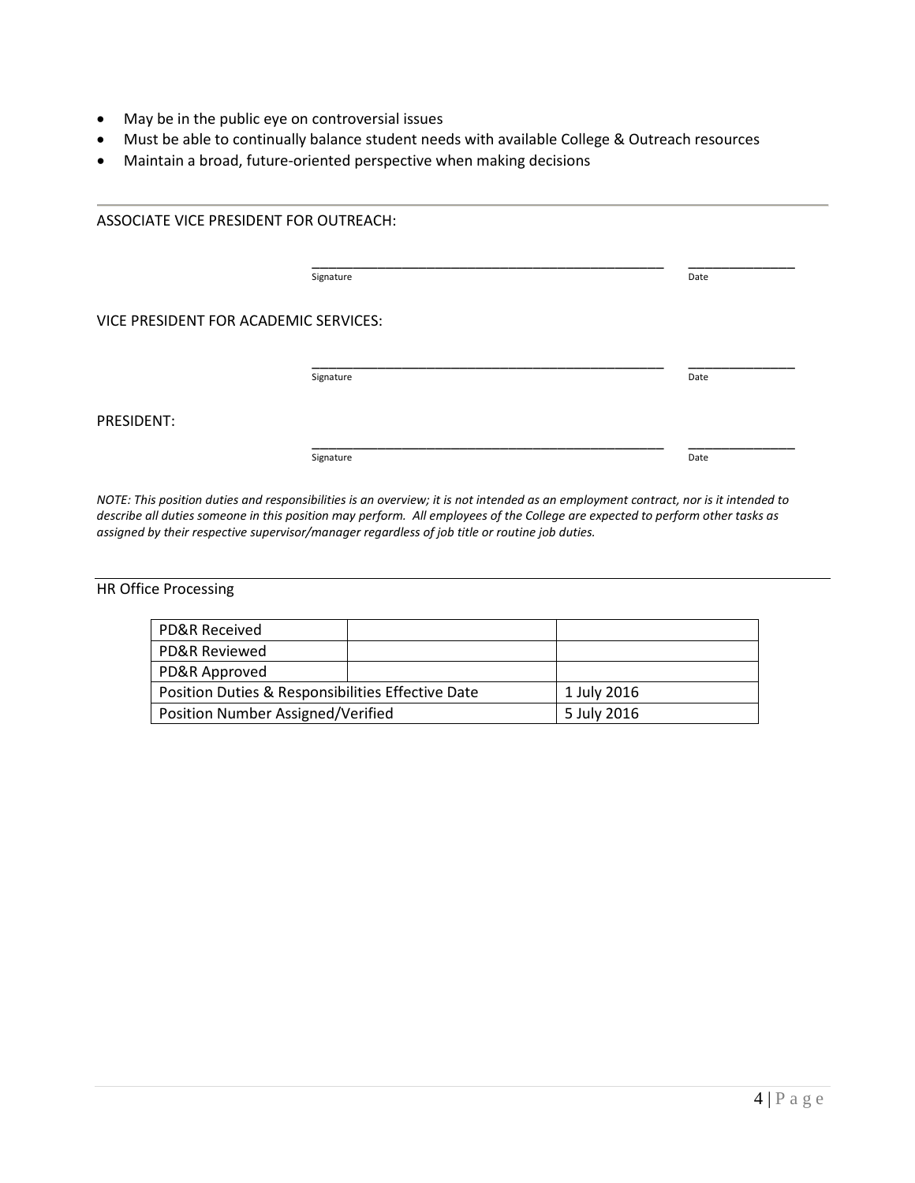- May be in the public eye on controversial issues
- Must be able to continually balance student needs with available College & Outreach resources
- Maintain a broad, future-oriented perspective when making decisions

---

ASSOCIATE VICE PRESIDENT FOR OUTREACH:

_____________________________________________ _____________
Signature Date

VICE PRESIDENT FOR ACADEMIC SERVICES:

_____________________________________________ _____________
Signature Date

PRESIDENT:

_____________________________________________ _____________
Signature Date

*NOTE: This position duties and responsibilities is an overview; it is not intended as an employment contract, nor is it intended to describe all duties someone in this position may perform. All employees of the College are expected to perform other tasks as assigned by their respective supervisor/manager regardless of job title or routine job duties.*

---

HR Office Processing

| | | |
|---|---|---|
| PD&R Received | | |
| PD&R Reviewed | | |
| PD&R Approved | | |
| Position Duties & Responsibilities Effective Date | | 1 July 2016 |
| Position Number Assigned/Verified | | 5 July 2016 |